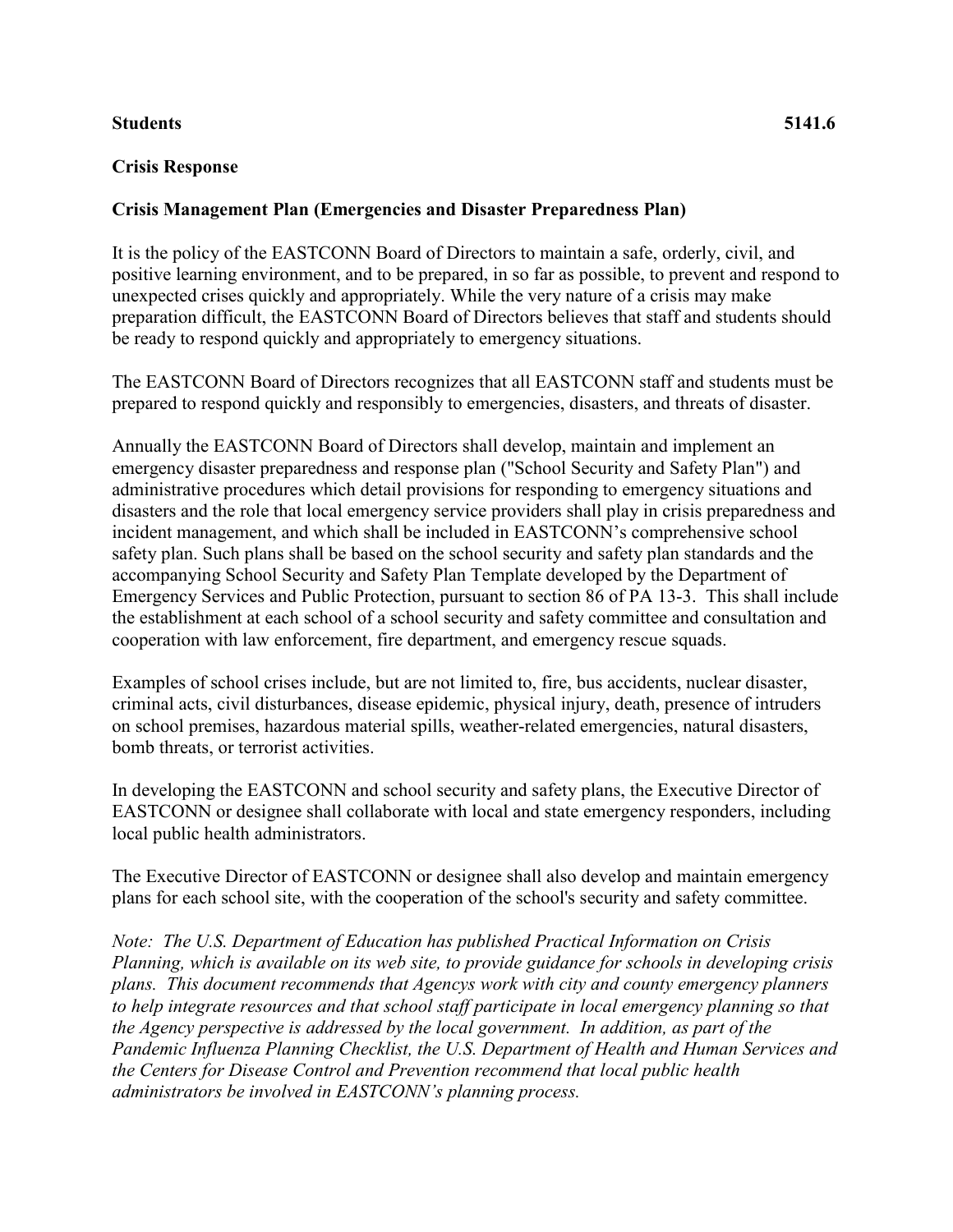**Students** **5141.6**

**Crisis Response**

**Crisis Management Plan (Emergencies and Disaster Preparedness Plan)**

It is the policy of the EASTCONN Board of Directors to maintain a safe, orderly, civil, and positive learning environment, and to be prepared, in so far as possible, to prevent and respond to unexpected crises quickly and appropriately. While the very nature of a crisis may make preparation difficult, the EASTCONN Board of Directors believes that staff and students should be ready to respond quickly and appropriately to emergency situations.

The EASTCONN Board of Directors recognizes that all EASTCONN staff and students must be prepared to respond quickly and responsibly to emergencies, disasters, and threats of disaster.

Annually the EASTCONN Board of Directors shall develop, maintain and implement an emergency disaster preparedness and response plan ("School Security and Safety Plan") and administrative procedures which detail provisions for responding to emergency situations and disasters and the role that local emergency service providers shall play in crisis preparedness and incident management, and which shall be included in EASTCONN's comprehensive school safety plan. Such plans shall be based on the school security and safety plan standards and the accompanying School Security and Safety Plan Template developed by the Department of Emergency Services and Public Protection, pursuant to section 86 of PA 13-3. This shall include the establishment at each school of a school security and safety committee and consultation and cooperation with law enforcement, fire department, and emergency rescue squads.

Examples of school crises include, but are not limited to, fire, bus accidents, nuclear disaster, criminal acts, civil disturbances, disease epidemic, physical injury, death, presence of intruders on school premises, hazardous material spills, weather-related emergencies, natural disasters, bomb threats, or terrorist activities.

In developing the EASTCONN and school security and safety plans, the Executive Director of EASTCONN or designee shall collaborate with local and state emergency responders, including local public health administrators.

The Executive Director of EASTCONN or designee shall also develop and maintain emergency plans for each school site, with the cooperation of the school's security and safety committee.

*Note: The U.S. Department of Education has published Practical Information on Crisis Planning, which is available on its web site, to provide guidance for schools in developing crisis plans. This document recommends that Agencys work with city and county emergency planners to help integrate resources and that school staff participate in local emergency planning so that the Agency perspective is addressed by the local government. In addition, as part of the Pandemic Influenza Planning Checklist, the U.S. Department of Health and Human Services and the Centers for Disease Control and Prevention recommend that local public health administrators be involved in EASTCONN's planning process.*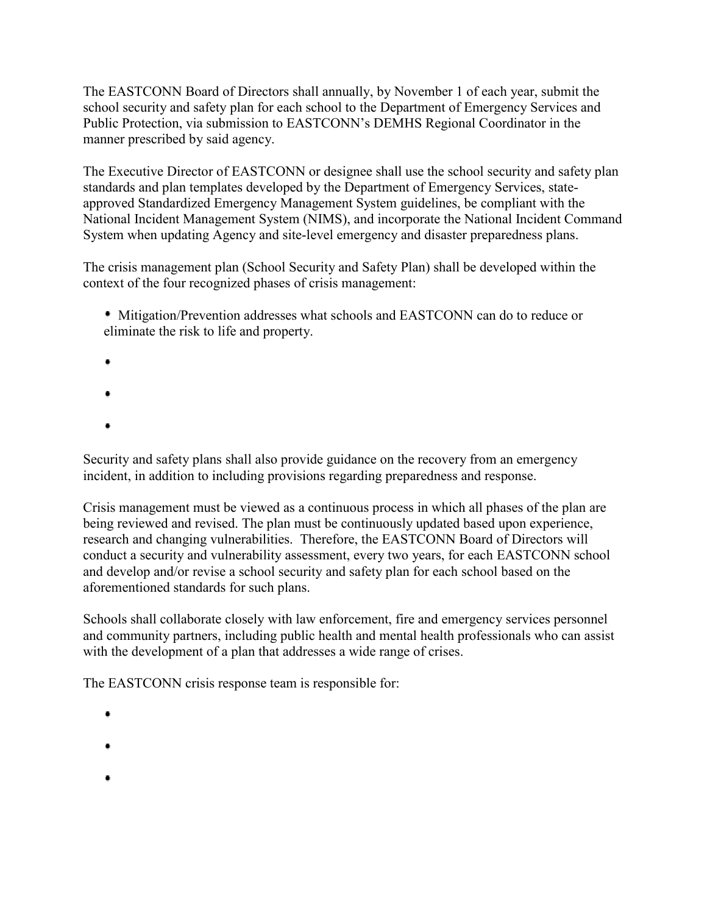The EASTCONN Board of Directors shall annually, by November 1 of each year, submit the school security and safety plan for each school to the Department of Emergency Services and Public Protection, via submission to EASTCONN's DEMHS Regional Coordinator in the manner prescribed by said agency.

The Executive Director of EASTCONN or designee shall use the school security and safety plan standards and plan templates developed by the Department of Emergency Services, state-approved Standardized Emergency Management System guidelines, be compliant with the National Incident Management System (NIMS), and incorporate the National Incident Command System when updating Agency and site-level emergency and disaster preparedness plans.

The crisis management plan (School Security and Safety Plan) shall be developed within the context of the four recognized phases of crisis management:

- Mitigation/Prevention addresses what schools and EASTCONN can do to reduce or eliminate the risk to life and property.
- 
- 
- 

Security and safety plans shall also provide guidance on the recovery from an emergency incident, in addition to including provisions regarding preparedness and response.

Crisis management must be viewed as a continuous process in which all phases of the plan are being reviewed and revised. The plan must be continuously updated based upon experience, research and changing vulnerabilities. Therefore, the EASTCONN Board of Directors will conduct a security and vulnerability assessment, every two years, for each EASTCONN school and develop and/or revise a school security and safety plan for each school based on the aforementioned standards for such plans.

Schools shall collaborate closely with law enforcement, fire and emergency services personnel and community partners, including public health and mental health professionals who can assist with the development of a plan that addresses a wide range of crises.

The EASTCONN crisis response team is responsible for:

- 
- 
-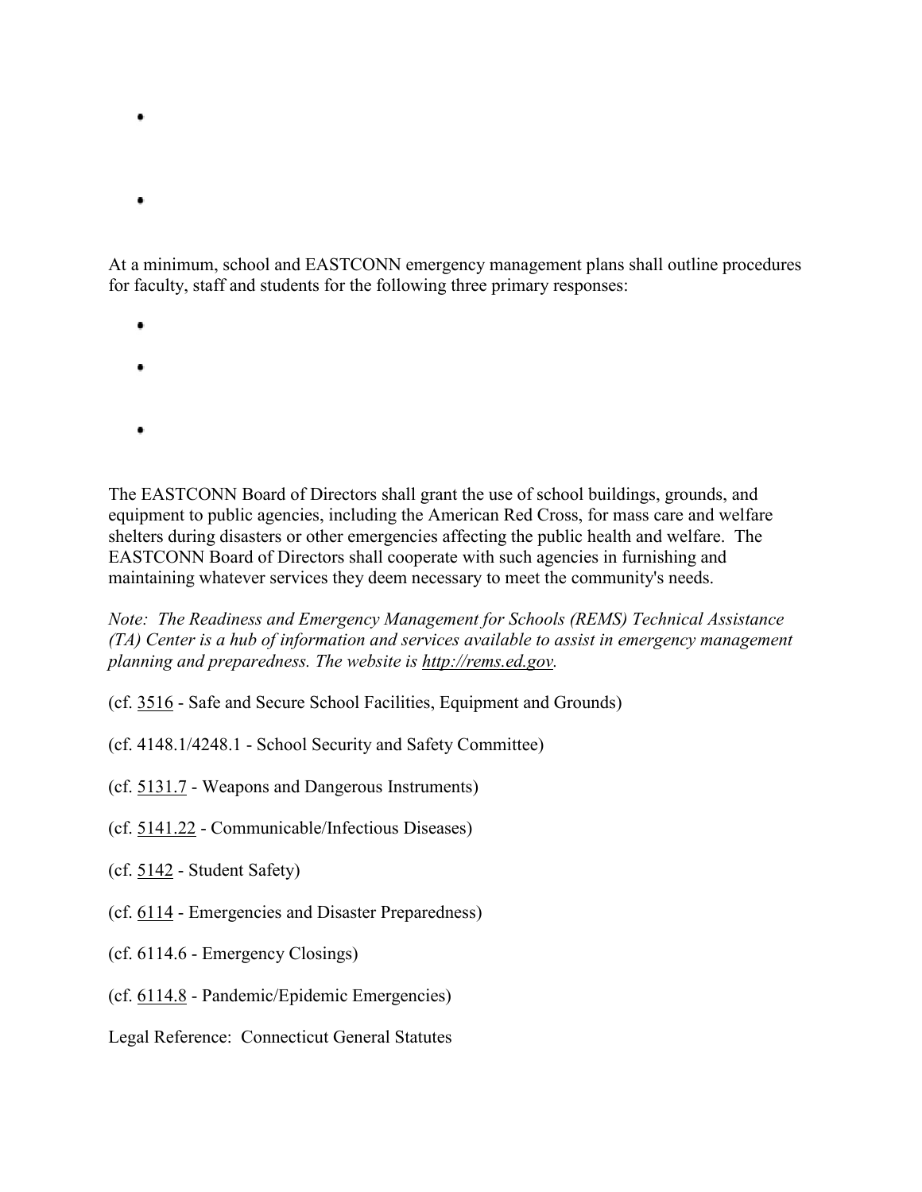- 
- 

At a minimum, school and EASTCONN emergency management plans shall outline procedures for faculty, staff and students for the following three primary responses:

- 
- 
- 

The EASTCONN Board of Directors shall grant the use of school buildings, grounds, and equipment to public agencies, including the American Red Cross, for mass care and welfare shelters during disasters or other emergencies affecting the public health and welfare. The EASTCONN Board of Directors shall cooperate with such agencies in furnishing and maintaining whatever services they deem necessary to meet the community's needs.

*Note: The Readiness and Emergency Management for Schools (REMS) Technical Assistance (TA) Center is a hub of information and services available to assist in emergency management planning and preparedness. The website is http://rems.ed.gov.*

(cf. 3516 - Safe and Secure School Facilities, Equipment and Grounds)

(cf. 4148.1/4248.1 - School Security and Safety Committee)

(cf. 5131.7 - Weapons and Dangerous Instruments)

(cf. 5141.22 - Communicable/Infectious Diseases)

(cf. 5142 - Student Safety)

(cf. 6114 - Emergencies and Disaster Preparedness)

(cf. 6114.6 - Emergency Closings)

(cf. 6114.8 - Pandemic/Epidemic Emergencies)

Legal Reference: Connecticut General Statutes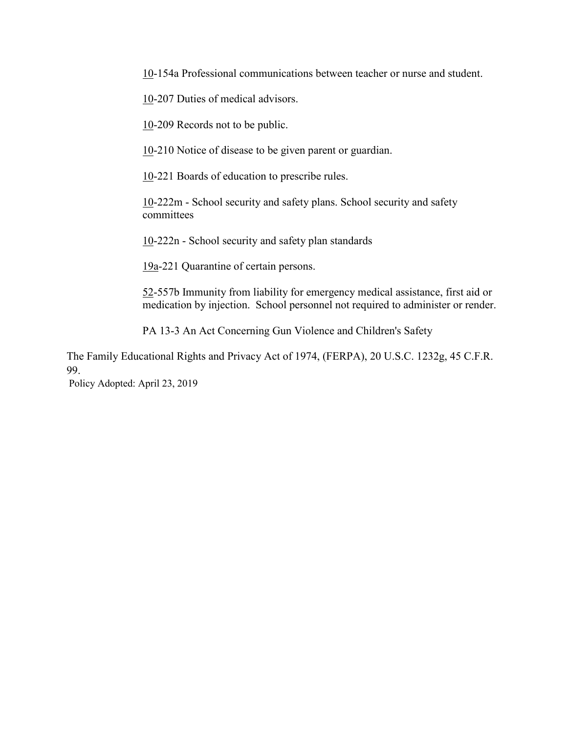10-154a Professional communications between teacher or nurse and student.

10-207 Duties of medical advisors.

10-209 Records not to be public.

10-210 Notice of disease to be given parent or guardian.

10-221 Boards of education to prescribe rules.

10-222m - School security and safety plans. School security and safety committees

10-222n - School security and safety plan standards

19a-221 Quarantine of certain persons.

52-557b Immunity from liability for emergency medical assistance, first aid or medication by injection. School personnel not required to administer or render.

PA 13-3 An Act Concerning Gun Violence and Children's Safety

The Family Educational Rights and Privacy Act of 1974, (FERPA), 20 U.S.C. 1232g, 45 C.F.R. 99.

Policy Adopted: April 23, 2019